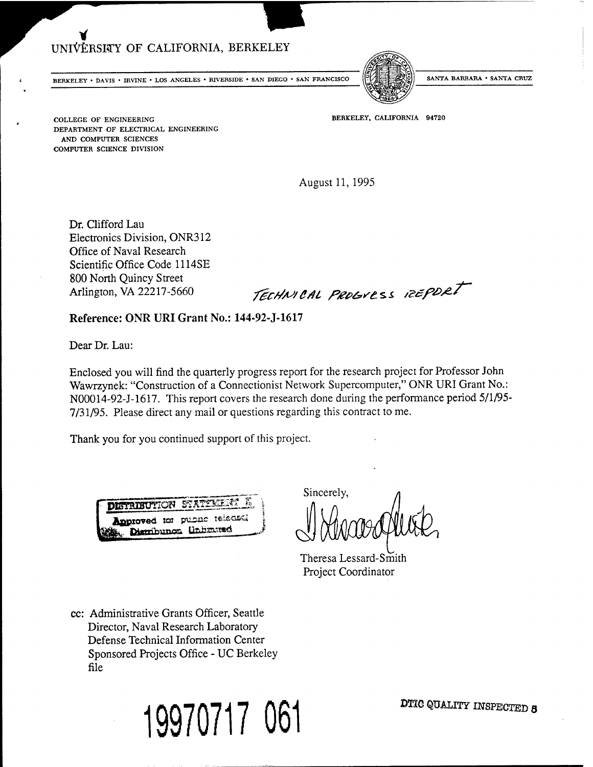UNIVERSITY OF CALIFORNIA, BERKELEY

BERKELEY • DAVIS • IRVINE • LOS ANGELES • RIVERSIDE • SAN DIEGO • SAN FRANCISCO SANTA BARBARA • SANTA CRUZ

COLLEGE OF ENGINEERING
DEPARTMENT OF ELECTRICAL ENGINEERING
AND COMPUTER SCIENCES
COMPUTER SCIENCE DIVISION

BERKELEY, CALIFORNIA 94720

August 11, 1995

Dr. Clifford Lau
Electronics Division, ONR312
Office of Naval Research
Scientific Office Code 1114SE
800 North Quincy Street
Arlington, VA 22217-5660

TECHNICAL PROGRESS REPORT

**Reference: ONR URI Grant No.: 144-92-J-1617**

Dear Dr. Lau:

Enclosed you will find the quarterly progress report for the research project for Professor John Wawrzynek: "Construction of a Connectionist Network Supercomputer," ONR URI Grant No.: N00014-92-J-1617. This report covers the research done during the performance period 5/1/95-7/31/95. Please direct any mail or questions regarding this contract to me.

Thank you for you continued support of this project.

DISTRIBUTION STATEMENT A
Approved for public release;
Distribution Unlimited

Sincerely,

Theresa Lessard-Smith
Project Coordinator

cc: Administrative Grants Officer, Seattle
Director, Naval Research Laboratory
Defense Technical Information Center
Sponsored Projects Office - UC Berkeley
file

19970717 061

DTIC QUALITY INSPECTED 3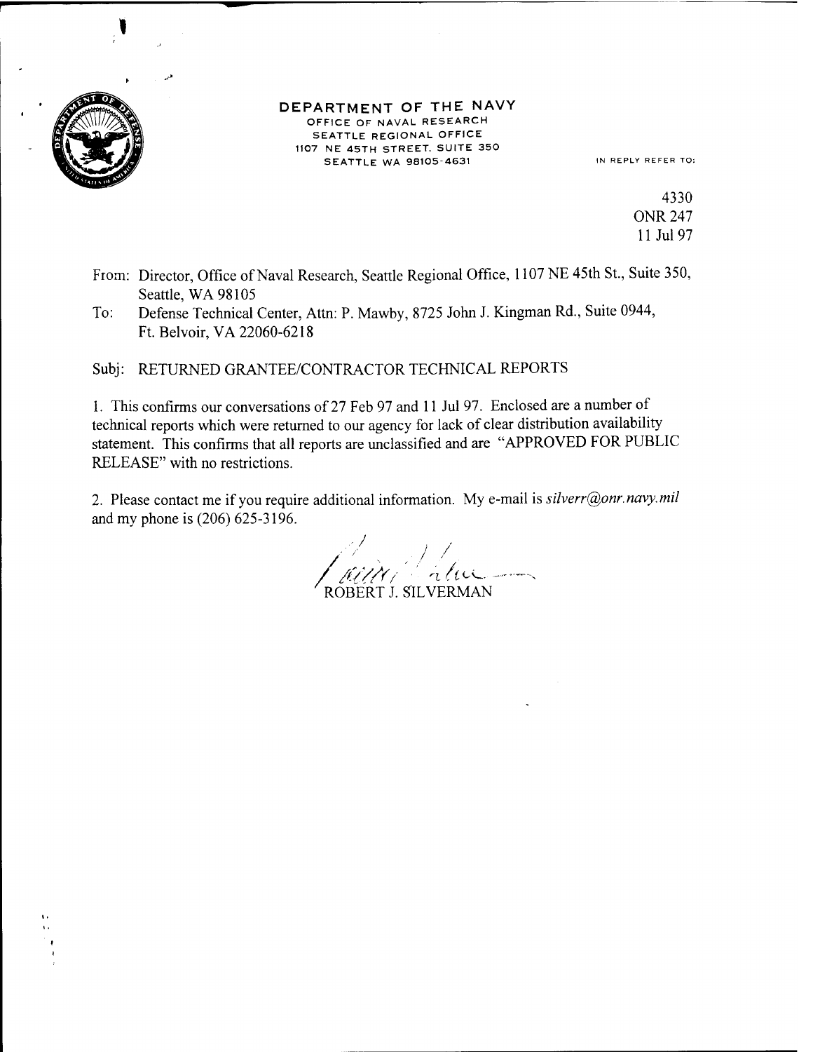**DEPARTMENT OF THE NAVY**
OFFICE OF NAVAL RESEARCH
SEATTLE REGIONAL OFFICE
1107 NE 45TH STREET, SUITE 350
SEATTLE WA 98105-4631

IN REPLY REFER TO:

4330
ONR 247
11 Jul 97

From: Director, Office of Naval Research, Seattle Regional Office, 1107 NE 45th St., Suite 350, Seattle, WA 98105

To: Defense Technical Center, Attn: P. Mawby, 8725 John J. Kingman Rd., Suite 0944, Ft. Belvoir, VA 22060-6218

Subj: RETURNED GRANTEE/CONTRACTOR TECHNICAL REPORTS

1. This confirms our conversations of 27 Feb 97 and 11 Jul 97. Enclosed are a number of technical reports which were returned to our agency for lack of clear distribution availability statement. This confirms that all reports are unclassified and are "APPROVED FOR PUBLIC RELEASE" with no restrictions.

2. Please contact me if you require additional information. My e-mail is *silverr@onr.navy.mil* and my phone is (206) 625-3196.

ROBERT J. SILVERMAN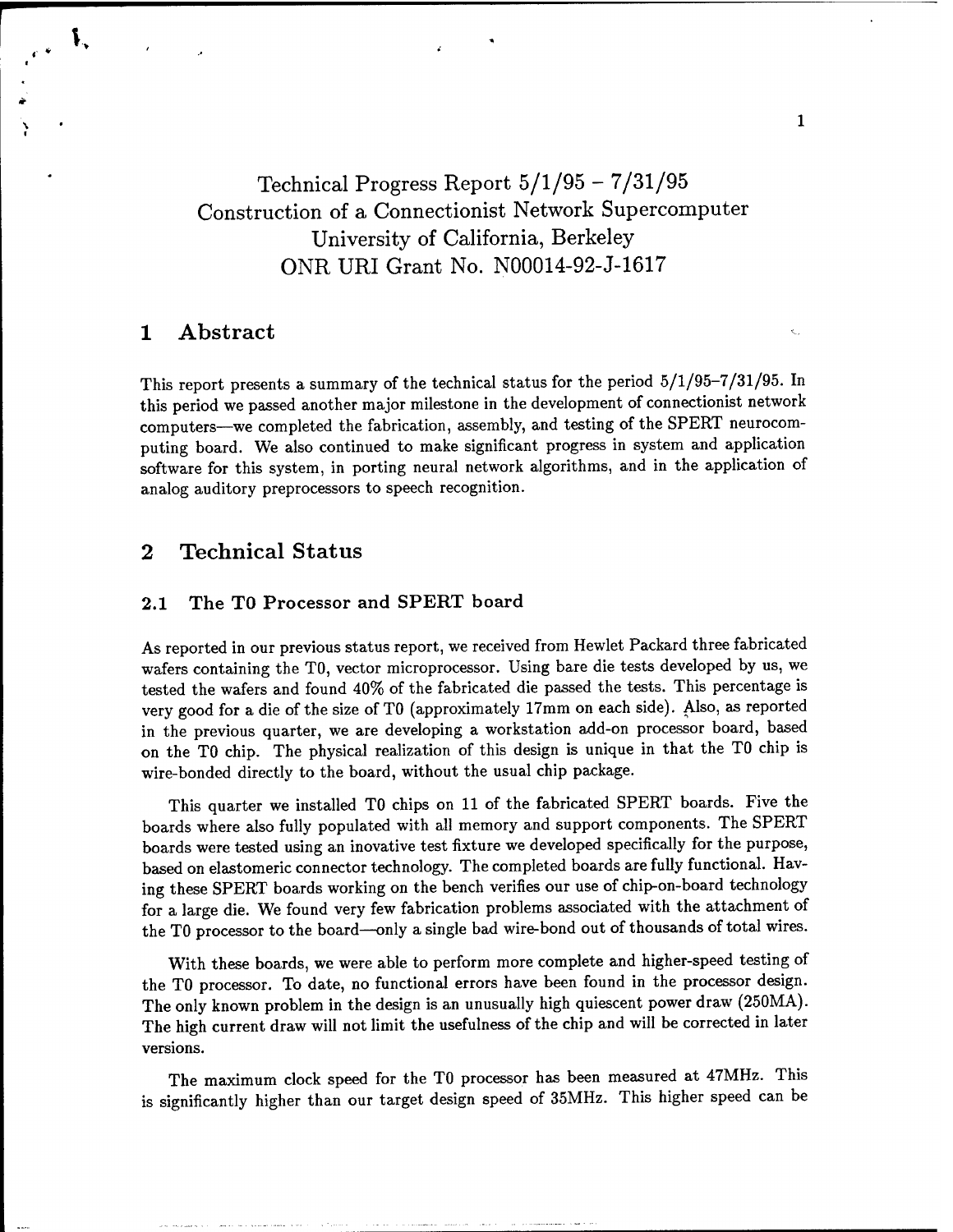Technical Progress Report 5/1/95 – 7/31/95
Construction of a Connectionist Network Supercomputer
University of California, Berkeley
ONR URI Grant No. N00014-92-J-1617

# 1 Abstract

This report presents a summary of the technical status for the period 5/1/95–7/31/95. In this period we passed another major milestone in the development of connectionist network computers—we completed the fabrication, assembly, and testing of the SPERT neurocomputing board. We also continued to make significant progress in system and application software for this system, in porting neural network algorithms, and in the application of analog auditory preprocessors to speech recognition.

# 2 Technical Status

## 2.1 The T0 Processor and SPERT board

As reported in our previous status report, we received from Hewlet Packard three fabricated wafers containing the T0, vector microprocessor. Using bare die tests developed by us, we tested the wafers and found 40% of the fabricated die passed the tests. This percentage is very good for a die of the size of T0 (approximately 17mm on each side). Also, as reported in the previous quarter, we are developing a workstation add-on processor board, based on the T0 chip. The physical realization of this design is unique in that the T0 chip is wire-bonded directly to the board, without the usual chip package.

This quarter we installed T0 chips on 11 of the fabricated SPERT boards. Five the boards where also fully populated with all memory and support components. The SPERT boards were tested using an inovative test fixture we developed specifically for the purpose, based on elastomeric connector technology. The completed boards are fully functional. Having these SPERT boards working on the bench verifies our use of chip-on-board technology for a large die. We found very few fabrication problems associated with the attachment of the T0 processor to the board—only a single bad wire-bond out of thousands of total wires.

With these boards, we were able to perform more complete and higher-speed testing of the T0 processor. To date, no functional errors have been found in the processor design. The only known problem in the design is an unusually high quiescent power draw (250MA). The high current draw will not limit the usefulness of the chip and will be corrected in later versions.

The maximum clock speed for the T0 processor has been measured at 47MHz. This is significantly higher than our target design speed of 35MHz. This higher speed can be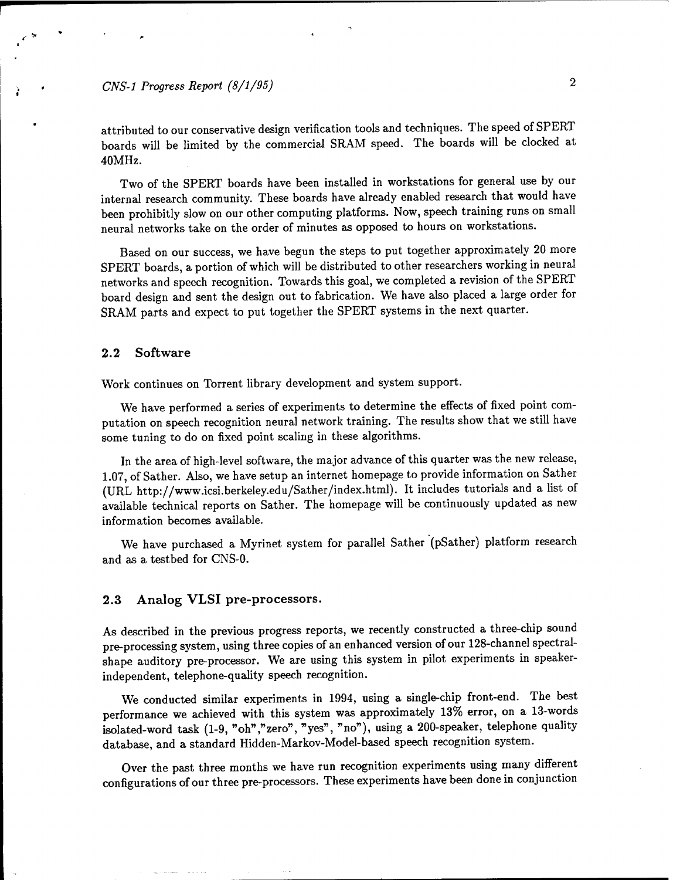attributed to our conservative design verification tools and techniques. The speed of SPERT boards will be limited by the commercial SRAM speed. The boards will be clocked at 40MHz.

Two of the SPERT boards have been installed in workstations for general use by our internal research community. These boards have already enabled research that would have been prohibitly slow on our other computing platforms. Now, speech training runs on small neural networks take on the order of minutes as opposed to hours on workstations.

Based on our success, we have begun the steps to put together approximately 20 more SPERT boards, a portion of which will be distributed to other researchers working in neural networks and speech recognition. Towards this goal, we completed a revision of the SPERT board design and sent the design out to fabrication. We have also placed a large order for SRAM parts and expect to put together the SPERT systems in the next quarter.

## 2.2 Software

Work continues on Torrent library development and system support.

We have performed a series of experiments to determine the effects of fixed point computation on speech recognition neural network training. The results show that we still have some tuning to do on fixed point scaling in these algorithms.

In the area of high-level software, the major advance of this quarter was the new release, 1.07, of Sather. Also, we have setup an internet homepage to provide information on Sather (URL http://www.icsi.berkeley.edu/Sather/index.html). It includes tutorials and a list of available technical reports on Sather. The homepage will be continuously updated as new information becomes available.

We have purchased a Myrinet system for parallel Sather (pSather) platform research and as a testbed for CNS-0.

## 2.3 Analog VLSI pre-processors.

As described in the previous progress reports, we recently constructed a three-chip sound pre-processing system, using three copies of an enhanced version of our 128-channel spectral-shape auditory pre-processor. We are using this system in pilot experiments in speaker-independent, telephone-quality speech recognition.

We conducted similar experiments in 1994, using a single-chip front-end. The best performance we achieved with this system was approximately 13% error, on a 13-words isolated-word task (1-9, "oh","zero", "yes", "no"), using a 200-speaker, telephone quality database, and a standard Hidden-Markov-Model-based speech recognition system.

Over the past three months we have run recognition experiments using many different configurations of our three pre-processors. These experiments have been done in conjunction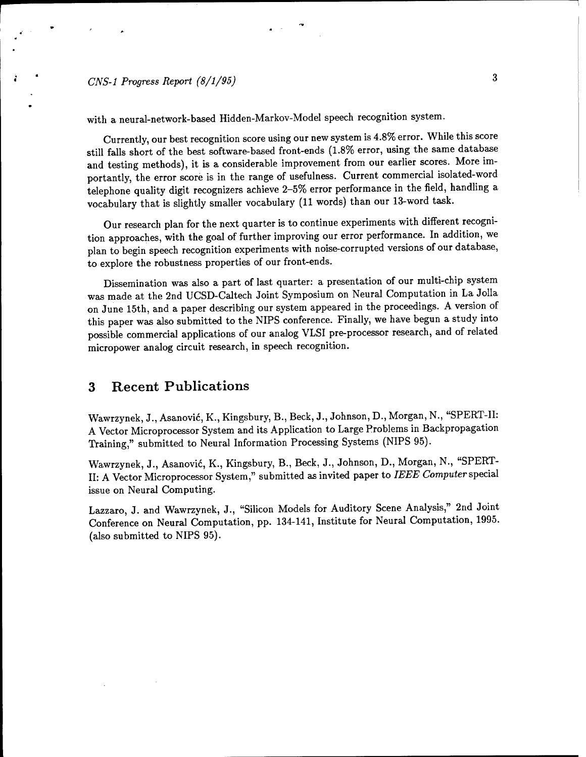with a neural-network-based Hidden-Markov-Model speech recognition system.

Currently, our best recognition score using our new system is 4.8% error. While this score still falls short of the best software-based front-ends (1.8% error, using the same database and testing methods), it is a considerable improvement from our earlier scores. More importantly, the error score is in the range of usefulness. Current commercial isolated-word telephone quality digit recognizers achieve 2–5% error performance in the field, handling a vocabulary that is slightly smaller vocabulary (11 words) than our 13-word task.

Our research plan for the next quarter is to continue experiments with different recognition approaches, with the goal of further improving our error performance. In addition, we plan to begin speech recognition experiments with noise-corrupted versions of our database, to explore the robustness properties of our front-ends.

Dissemination was also a part of last quarter: a presentation of our multi-chip system was made at the 2nd UCSD-Caltech Joint Symposium on Neural Computation in La Jolla on June 15th, and a paper describing our system appeared in the proceedings. A version of this paper was also submitted to the NIPS conference. Finally, we have begun a study into possible commercial applications of our analog VLSI pre-processor research, and of related micropower analog circuit research, in speech recognition.

## 3 Recent Publications

Wawrzynek, J., Asanović, K., Kingsbury, B., Beck, J., Johnson, D., Morgan, N., "SPERT-II: A Vector Microprocessor System and its Application to Large Problems in Backpropagation Training," submitted to Neural Information Processing Systems (NIPS 95).

Wawrzynek, J., Asanović, K., Kingsbury, B., Beck, J., Johnson, D., Morgan, N., "SPERT-II: A Vector Microprocessor System," submitted as invited paper to *IEEE Computer* special issue on Neural Computing.

Lazzaro, J. and Wawrzynek, J., "Silicon Models for Auditory Scene Analysis," 2nd Joint Conference on Neural Computation, pp. 134-141, Institute for Neural Computation, 1995. (also submitted to NIPS 95).